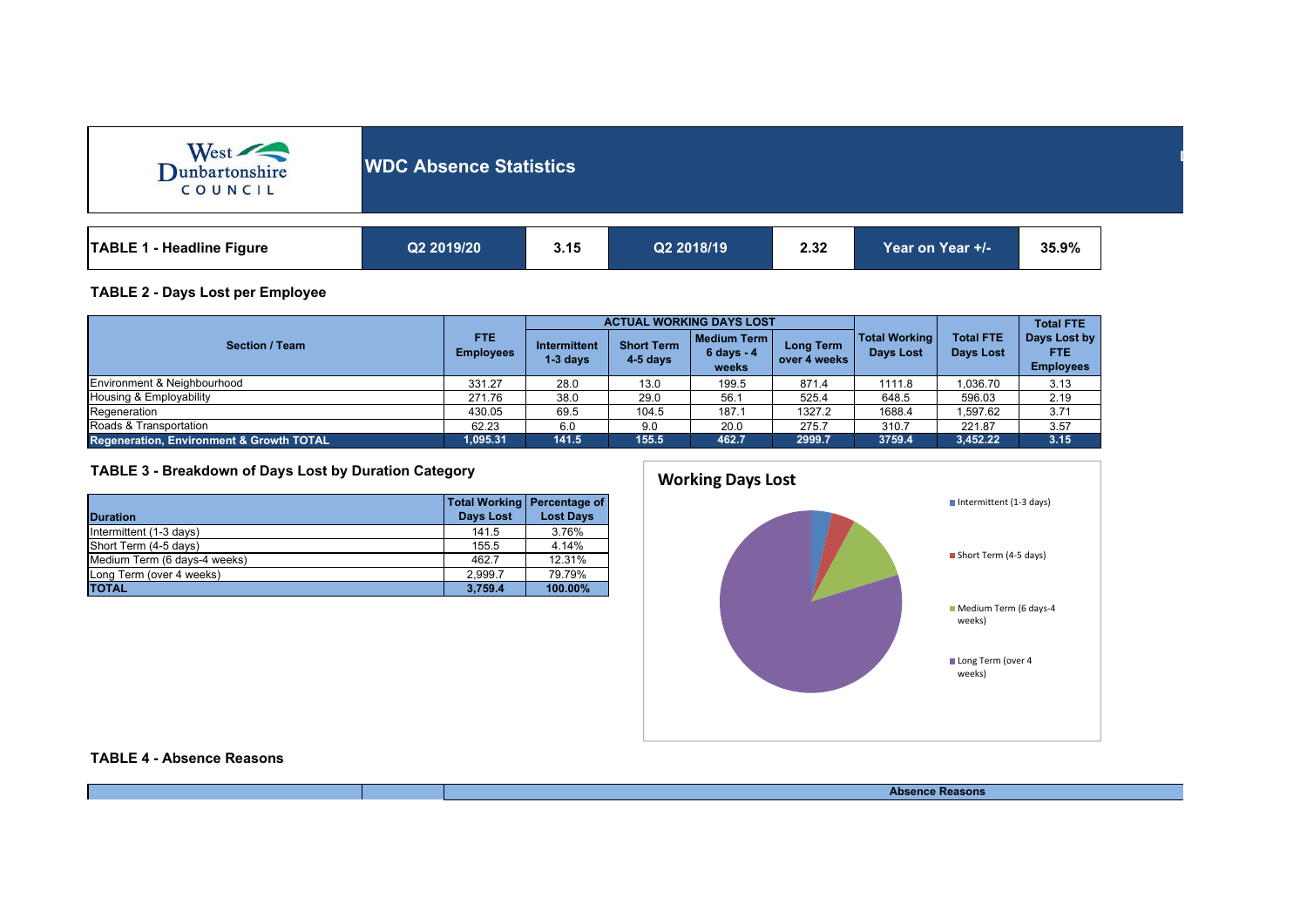West Dunbartonshire COUNCIL

# WDC Absence Statistics

| TABLE 1 - Headline Figure | Q2 2019/20 | 3.15 | Q2 2018/19 | 2.32 | Year on Year +/- | 35.9% |
|---|---|---|---|---|---|---|

## TABLE 2 - Days Lost per Employee

| Section / Team | FTE Employees | ACTUAL WORKING DAYS LOST | | | | Total Working Days Lost | Total FTE Days Lost | Total FTE Days Lost by FTE Employees |
|---|---|---|---|---|---|---|---|---|
| | | Intermittent 1-3 days | Short Term 4-5 days | Medium Term 6 days - 4 weeks | Long Term over 4 weeks | | | |
| Environment & Neighbourhood | 331.27 | 28.0 | 13.0 | 199.5 | 871.4 | 1111.8 | 1,036.70 | 3.13 |
| Housing & Employability | 271.76 | 38.0 | 29.0 | 56.1 | 525.4 | 648.5 | 596.03 | 2.19 |
| Regeneration | 430.05 | 69.5 | 104.5 | 187.1 | 1327.2 | 1688.4 | 1,597.62 | 3.71 |
| Roads & Transportation | 62.23 | 6.0 | 9.0 | 20.0 | 275.7 | 310.7 | 221.87 | 3.57 |
| **Regeneration, Environment & Growth TOTAL** | **1,095.31** | **141.5** | **155.5** | **462.7** | **2999.7** | **3759.4** | **3,452.22** | **3.15** |

## TABLE 3 - Breakdown of Days Lost by Duration Category

| Duration | Total Working Days Lost | Percentage of Lost Days |
|---|---|---|
| Intermittent (1-3 days) | 141.5 | 3.76% |
| Short Term (4-5 days) | 155.5 | 4.14% |
| Medium Term (6 days-4 weeks) | 462.7 | 12.31% |
| Long Term (over 4 weeks) | 2,999.7 | 79.79% |
| **TOTAL** | **3,759.4** | **100.00%** |

**Working Days Lost**

- Intermittent (1-3 days)
- Short Term (4-5 days)
- Medium Term (6 days-4 weeks)
- Long Term (over 4 weeks)

## TABLE 4 - Absence Reasons

| | | Absence Reasons |
|---|---|---|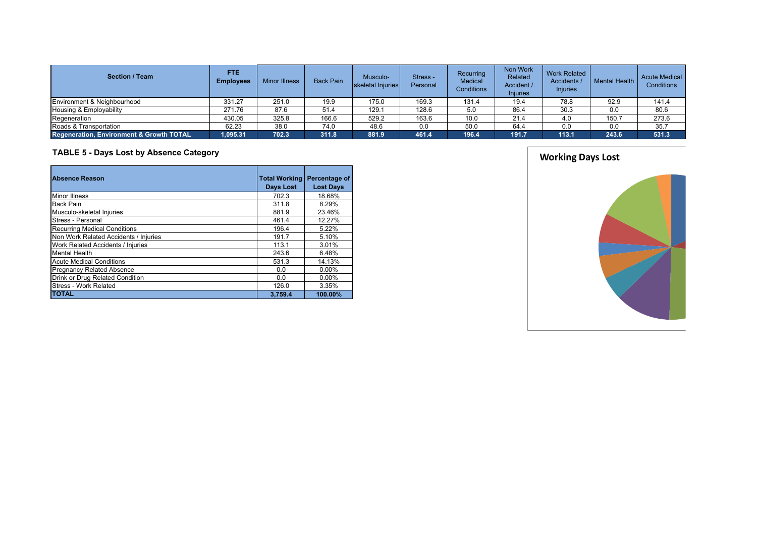| Section / Team | FTE Employees | Minor Illness | Back Pain | Musculo-skeletal Injuries | Stress - Personal | Recurring Medical Conditions | Non Work Related Accident / Injuries | Work Related Accidents / Injuries | Mental Health | Acute Medical Conditions |
|---|---|---|---|---|---|---|---|---|---|---|
| Environment & Neighbourhood | 331.27 | 251.0 | 19.9 | 175.0 | 169.3 | 131.4 | 19.4 | 78.8 | 92.9 | 141.4 |
| Housing & Employability | 271.76 | 87.6 | 51.4 | 129.1 | 128.6 | 5.0 | 86.4 | 30.3 | 0.0 | 80.6 |
| Regeneration | 430.05 | 325.8 | 166.6 | 529.2 | 163.6 | 10.0 | 21.4 | 4.0 | 150.7 | 273.6 |
| Roads & Transportation | 62.23 | 38.0 | 74.0 | 48.6 | 0.0 | 50.0 | 64.4 | 0.0 | 0.0 | 35.7 |
| **Regeneration, Environment & Growth TOTAL** | **1,095.31** | **702.3** | **311.8** | **881.9** | **461.4** | **196.4** | **191.7** | **113.1** | **243.6** | **531.3** |

## TABLE 5 - Days Lost by Absence Category

| Absence Reason | Total Working Days Lost | Percentage of Lost Days |
|---|---|---|
| Minor Illness | 702.3 | 18.68% |
| Back Pain | 311.8 | 8.29% |
| Musculo-skeletal Injuries | 881.9 | 23.46% |
| Stress - Personal | 461.4 | 12.27% |
| Recurring Medical Conditions | 196.4 | 5.22% |
| Non Work Related Accidents / Injuries | 191.7 | 5.10% |
| Work Related Accidents / Injuries | 113.1 | 3.01% |
| Mental Health | 243.6 | 6.48% |
| Acute Medical Conditions | 531.3 | 14.13% |
| Pregnancy Related Absence | 0.0 | 0.00% |
| Drink or Drug Related Condition | 0.0 | 0.00% |
| Stress - Work Related | 126.0 | 3.35% |
| **TOTAL** | **3,759.4** | **100.00%** |

**Working Days Lost**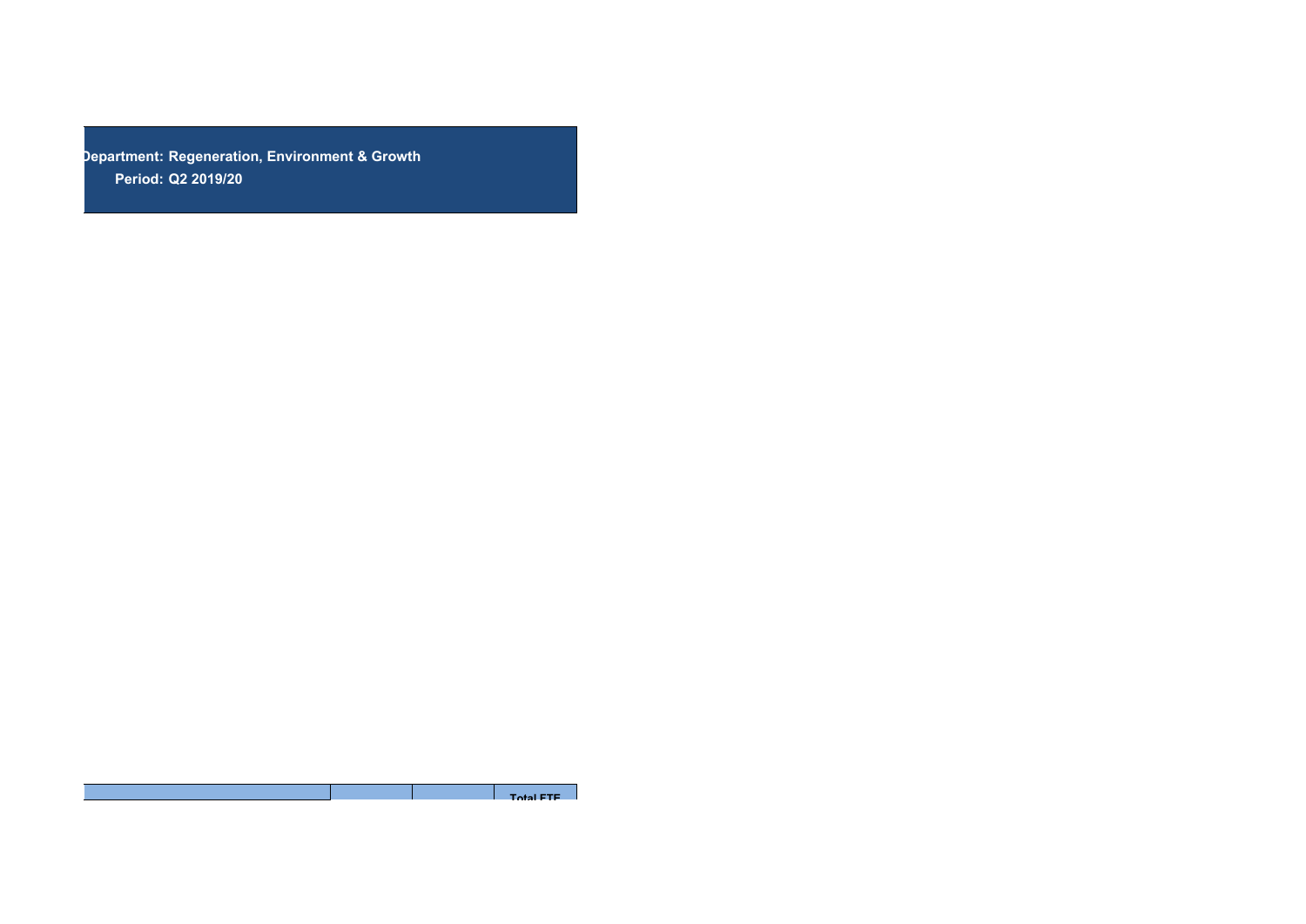**Department: Regeneration, Environment & Growth**

**Period: Q2 2019/20**

| | | | Total FTE |
|---|---|---|---|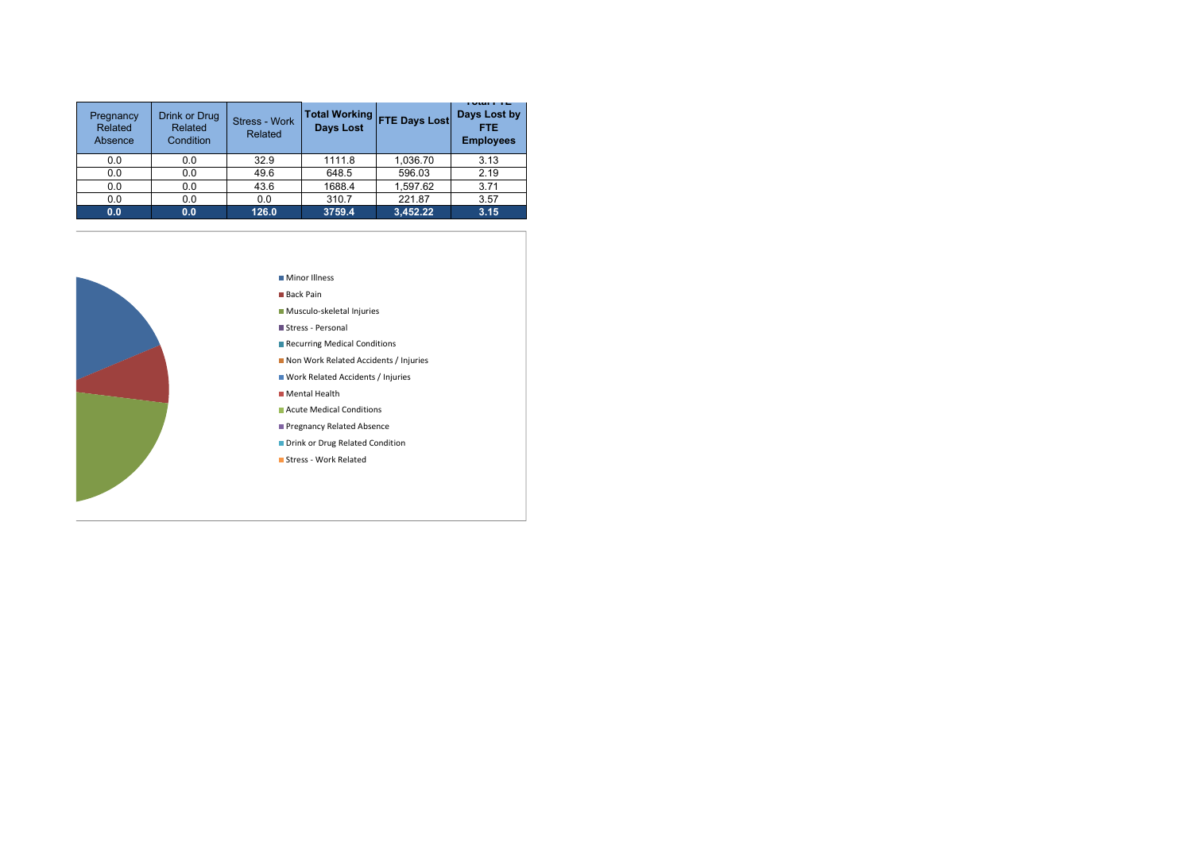| Pregnancy Related Absence | Drink or Drug Related Condition | Stress - Work Related | Total Working Days Lost | FTE Days Lost | Total FTE Days Lost by FTE Employees |
|---|---|---|---|---|---|
| 0.0 | 0.0 | 32.9 | 1111.8 | 1,036.70 | 3.13 |
| 0.0 | 0.0 | 49.6 | 648.5 | 596.03 | 2.19 |
| 0.0 | 0.0 | 43.6 | 1688.4 | 1,597.62 | 3.71 |
| 0.0 | 0.0 | 0.0 | 310.7 | 221.87 | 3.57 |
| **0.0** | **0.0** | **126.0** | **3759.4** | **3,452.22** | **3.15** |

Minor Illness
Back Pain
Musculo-skeletal Injuries
Stress - Personal
Recurring Medical Conditions
Non Work Related Accidents / Injuries
Work Related Accidents / Injuries
Mental Health
Acute Medical Conditions
Pregnancy Related Absence
Drink or Drug Related Condition
Stress - Work Related